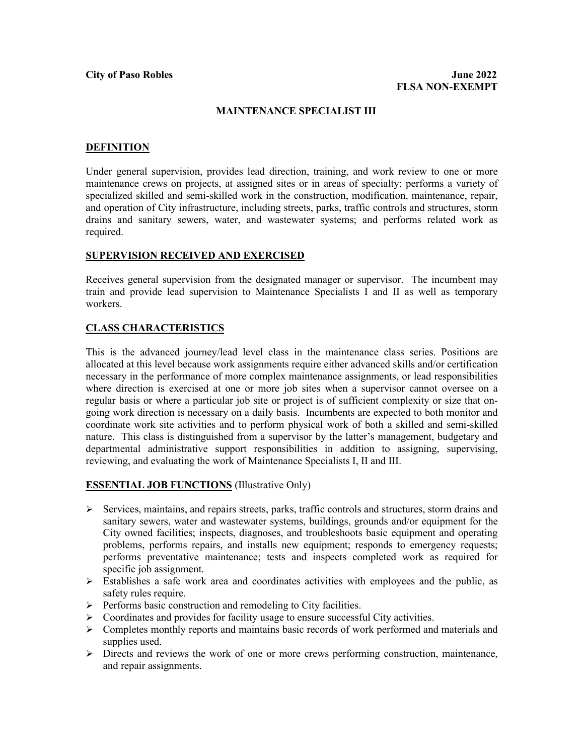**City of Paso Robles** **June 2022**

**FLSA NON-EXEMPT**

# MAINTENANCE SPECIALIST III

## DEFINITION

Under general supervision, provides lead direction, training, and work review to one or more maintenance crews on projects, at assigned sites or in areas of specialty; performs a variety of specialized skilled and semi-skilled work in the construction, modification, maintenance, repair, and operation of City infrastructure, including streets, parks, traffic controls and structures, storm drains and sanitary sewers, water, and wastewater systems; and performs related work as required.

## SUPERVISION RECEIVED AND EXERCISED

Receives general supervision from the designated manager or supervisor. The incumbent may train and provide lead supervision to Maintenance Specialists I and II as well as temporary workers.

## CLASS CHARACTERISTICS

This is the advanced journey/lead level class in the maintenance class series. Positions are allocated at this level because work assignments require either advanced skills and/or certification necessary in the performance of more complex maintenance assignments, or lead responsibilities where direction is exercised at one or more job sites when a supervisor cannot oversee on a regular basis or where a particular job site or project is of sufficient complexity or size that on-going work direction is necessary on a daily basis. Incumbents are expected to both monitor and coordinate work site activities and to perform physical work of both a skilled and semi-skilled nature. This class is distinguished from a supervisor by the latter's management, budgetary and departmental administrative support responsibilities in addition to assigning, supervising, reviewing, and evaluating the work of Maintenance Specialists I, II and III.

## ESSENTIAL JOB FUNCTIONS (Illustrative Only)

- Services, maintains, and repairs streets, parks, traffic controls and structures, storm drains and sanitary sewers, water and wastewater systems, buildings, grounds and/or equipment for the City owned facilities; inspects, diagnoses, and troubleshoots basic equipment and operating problems, performs repairs, and installs new equipment; responds to emergency requests; performs preventative maintenance; tests and inspects completed work as required for specific job assignment.
- Establishes a safe work area and coordinates activities with employees and the public, as safety rules require.
- Performs basic construction and remodeling to City facilities.
- Coordinates and provides for facility usage to ensure successful City activities.
- Completes monthly reports and maintains basic records of work performed and materials and supplies used.
- Directs and reviews the work of one or more crews performing construction, maintenance, and repair assignments.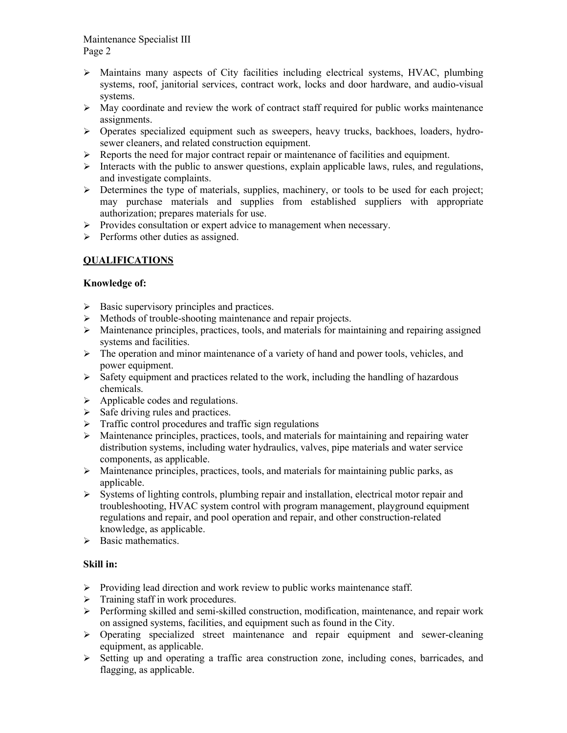- Maintains many aspects of City facilities including electrical systems, HVAC, plumbing systems, roof, janitorial services, contract work, locks and door hardware, and audio-visual systems.
- May coordinate and review the work of contract staff required for public works maintenance assignments.
- Operates specialized equipment such as sweepers, heavy trucks, backhoes, loaders, hydro-sewer cleaners, and related construction equipment.
- Reports the need for major contract repair or maintenance of facilities and equipment.
- Interacts with the public to answer questions, explain applicable laws, rules, and regulations, and investigate complaints.
- Determines the type of materials, supplies, machinery, or tools to be used for each project; may purchase materials and supplies from established suppliers with appropriate authorization; prepares materials for use.
- Provides consultation or expert advice to management when necessary.
- Performs other duties as assigned.

## QUALIFICATIONS

**Knowledge of:**

- Basic supervisory principles and practices.
- Methods of trouble-shooting maintenance and repair projects.
- Maintenance principles, practices, tools, and materials for maintaining and repairing assigned systems and facilities.
- The operation and minor maintenance of a variety of hand and power tools, vehicles, and power equipment.
- Safety equipment and practices related to the work, including the handling of hazardous chemicals.
- Applicable codes and regulations.
- Safe driving rules and practices.
- Traffic control procedures and traffic sign regulations
- Maintenance principles, practices, tools, and materials for maintaining and repairing water distribution systems, including water hydraulics, valves, pipe materials and water service components, as applicable.
- Maintenance principles, practices, tools, and materials for maintaining public parks, as applicable.
- Systems of lighting controls, plumbing repair and installation, electrical motor repair and troubleshooting, HVAC system control with program management, playground equipment regulations and repair, and pool operation and repair, and other construction-related knowledge, as applicable.
- Basic mathematics.

**Skill in:**

- Providing lead direction and work review to public works maintenance staff.
- Training staff in work procedures.
- Performing skilled and semi-skilled construction, modification, maintenance, and repair work on assigned systems, facilities, and equipment such as found in the City.
- Operating specialized street maintenance and repair equipment and sewer-cleaning equipment, as applicable.
- Setting up and operating a traffic area construction zone, including cones, barricades, and flagging, as applicable.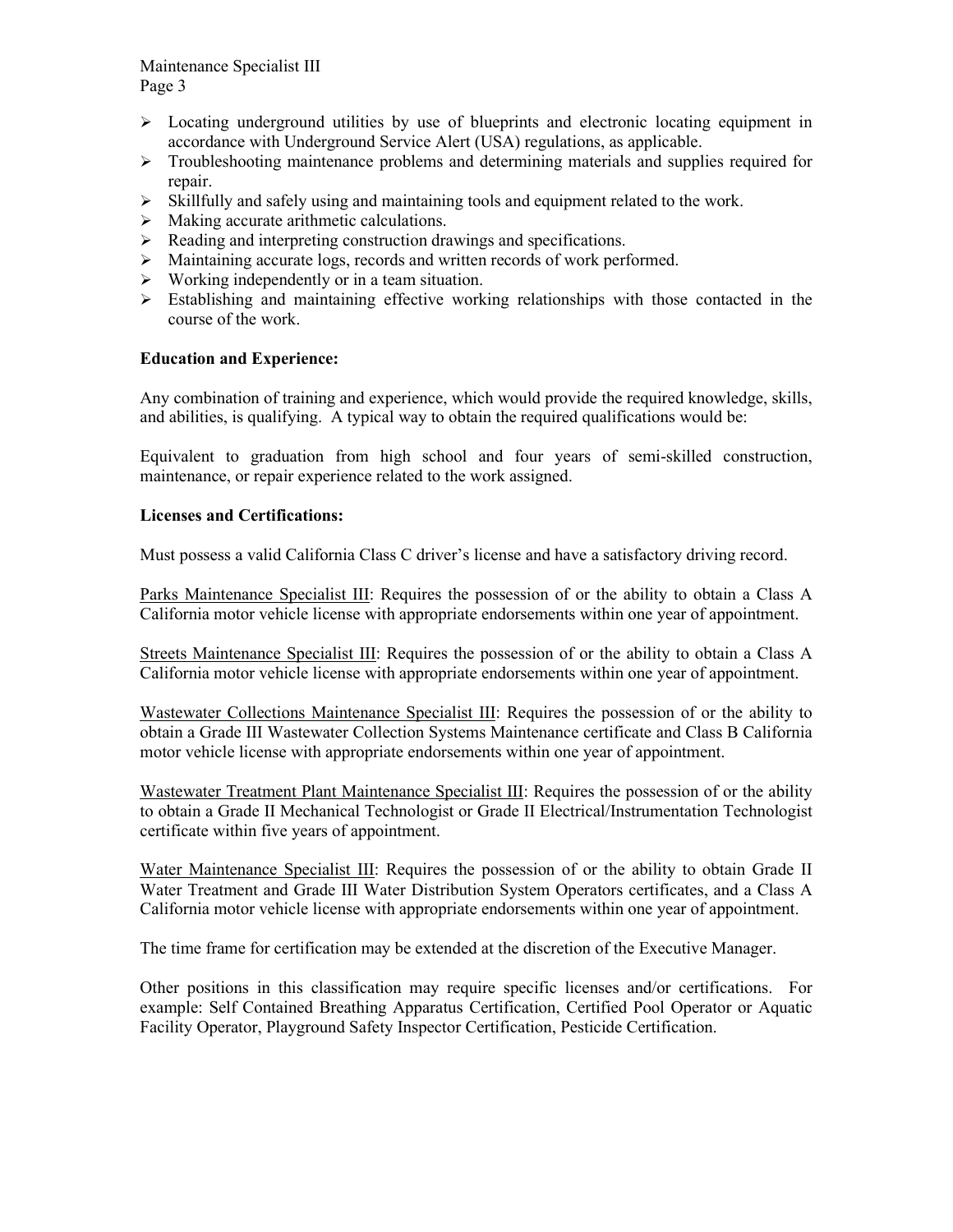- Locating underground utilities by use of blueprints and electronic locating equipment in accordance with Underground Service Alert (USA) regulations, as applicable.
- Troubleshooting maintenance problems and determining materials and supplies required for repair.
- Skillfully and safely using and maintaining tools and equipment related to the work.
- Making accurate arithmetic calculations.
- Reading and interpreting construction drawings and specifications.
- Maintaining accurate logs, records and written records of work performed.
- Working independently or in a team situation.
- Establishing and maintaining effective working relationships with those contacted in the course of the work.

**Education and Experience:**

Any combination of training and experience, which would provide the required knowledge, skills, and abilities, is qualifying. A typical way to obtain the required qualifications would be:

Equivalent to graduation from high school and four years of semi-skilled construction, maintenance, or repair experience related to the work assigned.

**Licenses and Certifications:**

Must possess a valid California Class C driver's license and have a satisfactory driving record.

<u>Parks Maintenance Specialist III</u>: Requires the possession of or the ability to obtain a Class A California motor vehicle license with appropriate endorsements within one year of appointment.

<u>Streets Maintenance Specialist III</u>: Requires the possession of or the ability to obtain a Class A California motor vehicle license with appropriate endorsements within one year of appointment.

<u>Wastewater Collections Maintenance Specialist III</u>: Requires the possession of or the ability to obtain a Grade III Wastewater Collection Systems Maintenance certificate and Class B California motor vehicle license with appropriate endorsements within one year of appointment.

<u>Wastewater Treatment Plant Maintenance Specialist III</u>: Requires the possession of or the ability to obtain a Grade II Mechanical Technologist or Grade II Electrical/Instrumentation Technologist certificate within five years of appointment.

<u>Water Maintenance Specialist III</u>: Requires the possession of or the ability to obtain Grade II Water Treatment and Grade III Water Distribution System Operators certificates, and a Class A California motor vehicle license with appropriate endorsements within one year of appointment.

The time frame for certification may be extended at the discretion of the Executive Manager.

Other positions in this classification may require specific licenses and/or certifications. For example: Self Contained Breathing Apparatus Certification, Certified Pool Operator or Aquatic Facility Operator, Playground Safety Inspector Certification, Pesticide Certification.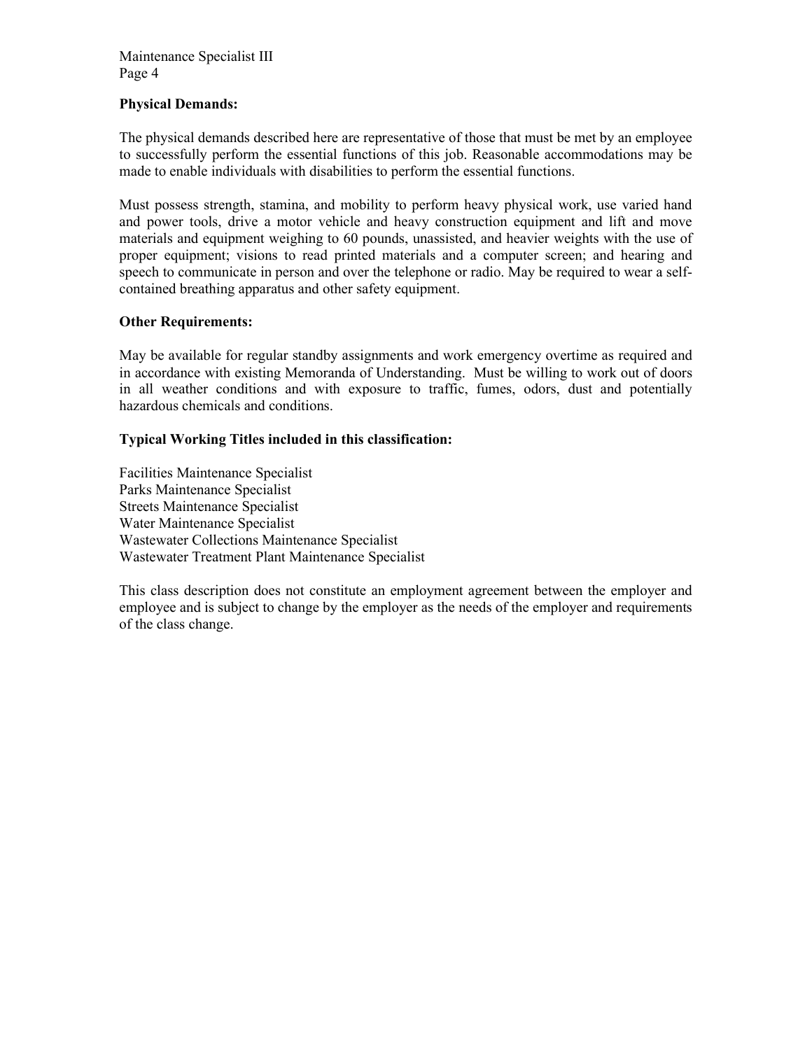**Physical Demands:**

The physical demands described here are representative of those that must be met by an employee to successfully perform the essential functions of this job. Reasonable accommodations may be made to enable individuals with disabilities to perform the essential functions.

Must possess strength, stamina, and mobility to perform heavy physical work, use varied hand and power tools, drive a motor vehicle and heavy construction equipment and lift and move materials and equipment weighing to 60 pounds, unassisted, and heavier weights with the use of proper equipment; visions to read printed materials and a computer screen; and hearing and speech to communicate in person and over the telephone or radio. May be required to wear a self-contained breathing apparatus and other safety equipment.

**Other Requirements:**

May be available for regular standby assignments and work emergency overtime as required and in accordance with existing Memoranda of Understanding. Must be willing to work out of doors in all weather conditions and with exposure to traffic, fumes, odors, dust and potentially hazardous chemicals and conditions.

**Typical Working Titles included in this classification:**

Facilities Maintenance Specialist
Parks Maintenance Specialist
Streets Maintenance Specialist
Water Maintenance Specialist
Wastewater Collections Maintenance Specialist
Wastewater Treatment Plant Maintenance Specialist

This class description does not constitute an employment agreement between the employer and employee and is subject to change by the employer as the needs of the employer and requirements of the class change.